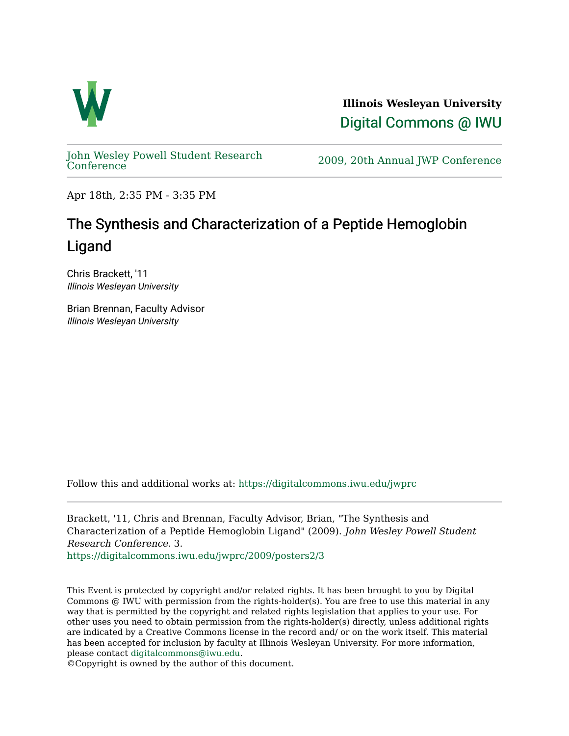**Illinois Wesleyan University**

Digital Commons @ IWU

John Wesley Powell Student Research Conference

2009, 20th Annual JWP Conference

Apr 18th, 2:35 PM - 3:35 PM

# The Synthesis and Characterization of a Peptide Hemoglobin Ligand

Chris Brackett, '11
*Illinois Wesleyan University*

Brian Brennan, Faculty Advisor
*Illinois Wesleyan University*

Follow this and additional works at: https://digitalcommons.iwu.edu/jwprc

Brackett, '11, Chris and Brennan, Faculty Advisor, Brian, "The Synthesis and Characterization of a Peptide Hemoglobin Ligand" (2009). *John Wesley Powell Student Research Conference*. 3.
https://digitalcommons.iwu.edu/jwprc/2009/posters2/3

This Event is protected by copyright and/or related rights. It has been brought to you by Digital Commons @ IWU with permission from the rights-holder(s). You are free to use this material in any way that is permitted by the copyright and related rights legislation that applies to your use. For other uses you need to obtain permission from the rights-holder(s) directly, unless additional rights are indicated by a Creative Commons license in the record and/ or on the work itself. This material has been accepted for inclusion by faculty at Illinois Wesleyan University. For more information, please contact digitalcommons@iwu.edu.
©Copyright is owned by the author of this document.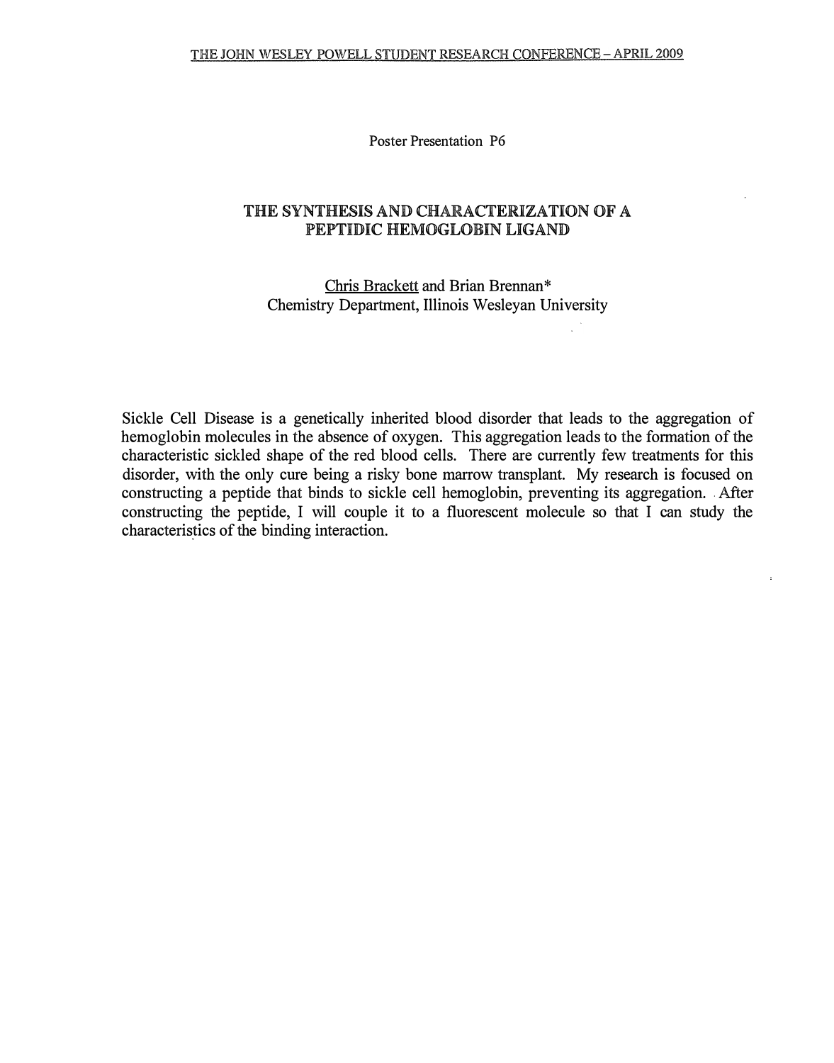Poster Presentation P6

# THE SYNTHESIS AND CHARACTERIZATION OF A PEPTIDIC HEMOGLOBIN LIGAND

Chris Brackett and Brian Brennan*
Chemistry Department, Illinois Wesleyan University

Sickle Cell Disease is a genetically inherited blood disorder that leads to the aggregation of hemoglobin molecules in the absence of oxygen. This aggregation leads to the formation of the characteristic sickled shape of the red blood cells. There are currently few treatments for this disorder, with the only cure being a risky bone marrow transplant. My research is focused on constructing a peptide that binds to sickle cell hemoglobin, preventing its aggregation. After constructing the peptide, I will couple it to a fluorescent molecule so that I can study the characteristics of the binding interaction.